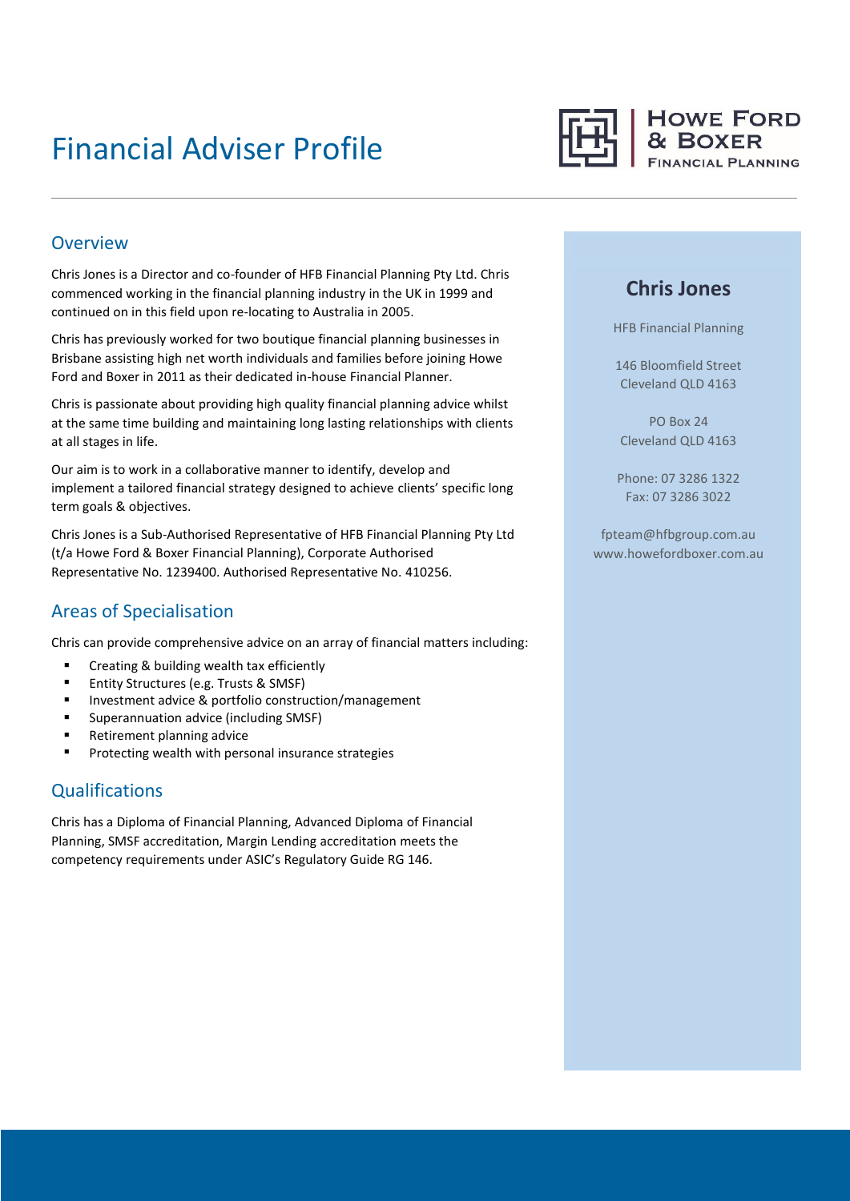# Financial Adviser Profile

HOWE FORD & BOXER FINANCIAL PLANNING

## Overview

Chris Jones is a Director and co-founder of HFB Financial Planning Pty Ltd. Chris commenced working in the financial planning industry in the UK in 1999 and continued on in this field upon re-locating to Australia in 2005.

Chris has previously worked for two boutique financial planning businesses in Brisbane assisting high net worth individuals and families before joining Howe Ford and Boxer in 2011 as their dedicated in-house Financial Planner.

Chris is passionate about providing high quality financial planning advice whilst at the same time building and maintaining long lasting relationships with clients at all stages in life.

Our aim is to work in a collaborative manner to identify, develop and implement a tailored financial strategy designed to achieve clients' specific long term goals & objectives.

Chris Jones is a Sub-Authorised Representative of HFB Financial Planning Pty Ltd (t/a Howe Ford & Boxer Financial Planning), Corporate Authorised Representative No. 1239400. Authorised Representative No. 410256.

## Areas of Specialisation

Chris can provide comprehensive advice on an array of financial matters including:

- Creating & building wealth tax efficiently
- Entity Structures (e.g. Trusts & SMSF)
- Investment advice & portfolio construction/management
- Superannuation advice (including SMSF)
- Retirement planning advice
- Protecting wealth with personal insurance strategies

## Qualifications

Chris has a Diploma of Financial Planning, Advanced Diploma of Financial Planning, SMSF accreditation, Margin Lending accreditation meets the competency requirements under ASIC's Regulatory Guide RG 146.

## Chris Jones

HFB Financial Planning

146 Bloomfield Street
Cleveland QLD 4163

PO Box 24
Cleveland QLD 4163

Phone: 07 3286 1322
Fax: 07 3286 3022

fpteam@hfbgroup.com.au
www.howefordboxer.com.au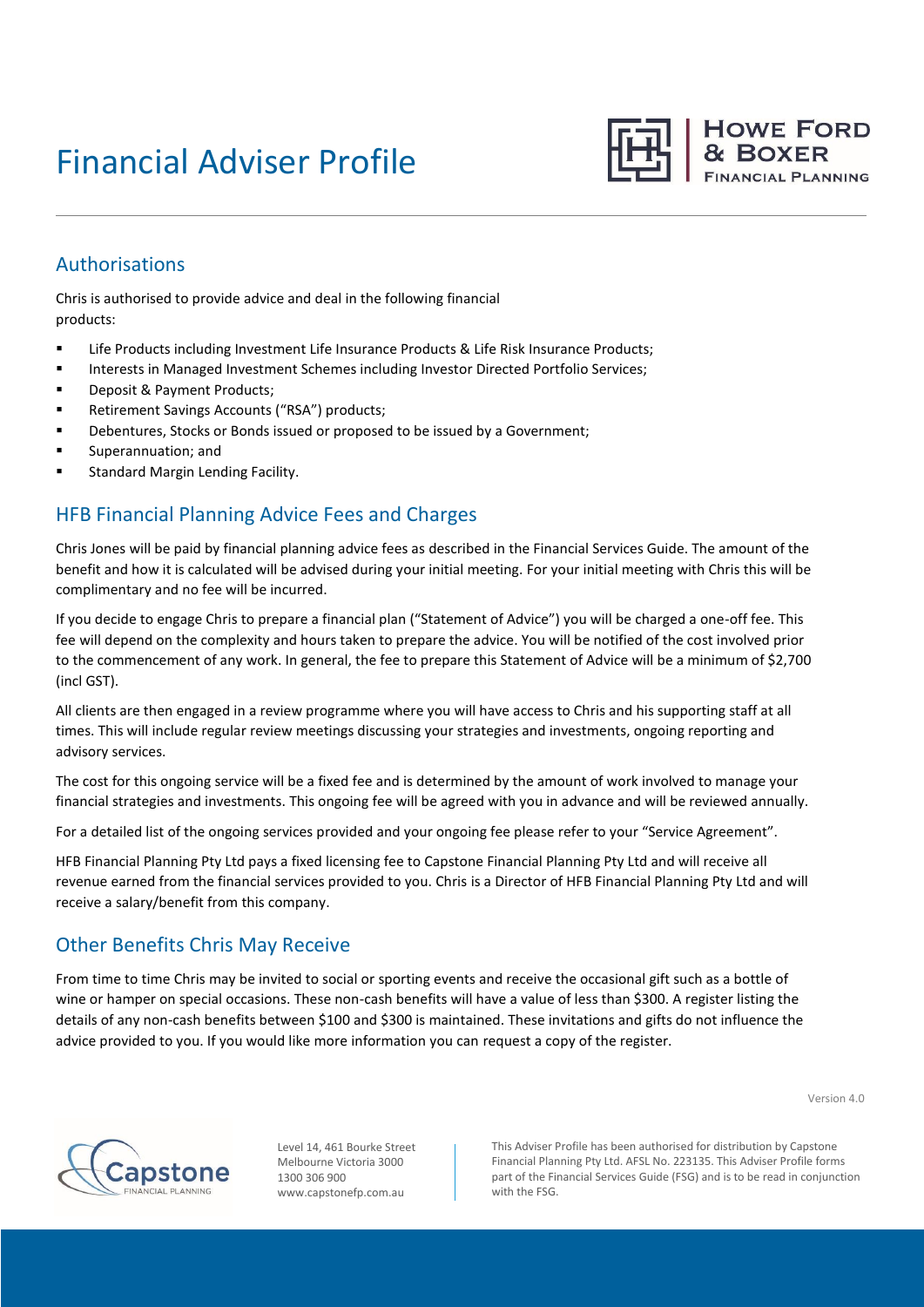# Financial Adviser Profile

## Authorisations

Chris is authorised to provide advice and deal in the following financial products:

- Life Products including Investment Life Insurance Products & Life Risk Insurance Products;
- Interests in Managed Investment Schemes including Investor Directed Portfolio Services;
- Deposit & Payment Products;
- Retirement Savings Accounts ("RSA") products;
- Debentures, Stocks or Bonds issued or proposed to be issued by a Government;
- Superannuation; and
- Standard Margin Lending Facility.

## HFB Financial Planning Advice Fees and Charges

Chris Jones will be paid by financial planning advice fees as described in the Financial Services Guide. The amount of the benefit and how it is calculated will be advised during your initial meeting. For your initial meeting with Chris this will be complimentary and no fee will be incurred.

If you decide to engage Chris to prepare a financial plan ("Statement of Advice") you will be charged a one-off fee. This fee will depend on the complexity and hours taken to prepare the advice. You will be notified of the cost involved prior to the commencement of any work. In general, the fee to prepare this Statement of Advice will be a minimum of $2,700 (incl GST).

All clients are then engaged in a review programme where you will have access to Chris and his supporting staff at all times. This will include regular review meetings discussing your strategies and investments, ongoing reporting and advisory services.

The cost for this ongoing service will be a fixed fee and is determined by the amount of work involved to manage your financial strategies and investments. This ongoing fee will be agreed with you in advance and will be reviewed annually.

For a detailed list of the ongoing services provided and your ongoing fee please refer to your "Service Agreement".

HFB Financial Planning Pty Ltd pays a fixed licensing fee to Capstone Financial Planning Pty Ltd and will receive all revenue earned from the financial services provided to you. Chris is a Director of HFB Financial Planning Pty Ltd and will receive a salary/benefit from this company.

## Other Benefits Chris May Receive

From time to time Chris may be invited to social or sporting events and receive the occasional gift such as a bottle of wine or hamper on special occasions. These non-cash benefits will have a value of less than $300. A register listing the details of any non-cash benefits between $100 and $300 is maintained. These invitations and gifts do not influence the advice provided to you. If you would like more information you can request a copy of the register.

Version 4.0

Level 14, 461 Bourke Street
Melbourne Victoria 3000
1300 306 900
www.capstonefp.com.au

This Adviser Profile has been authorised for distribution by Capstone Financial Planning Pty Ltd. AFSL No. 223135. This Adviser Profile forms part of the Financial Services Guide (FSG) and is to be read in conjunction with the FSG.